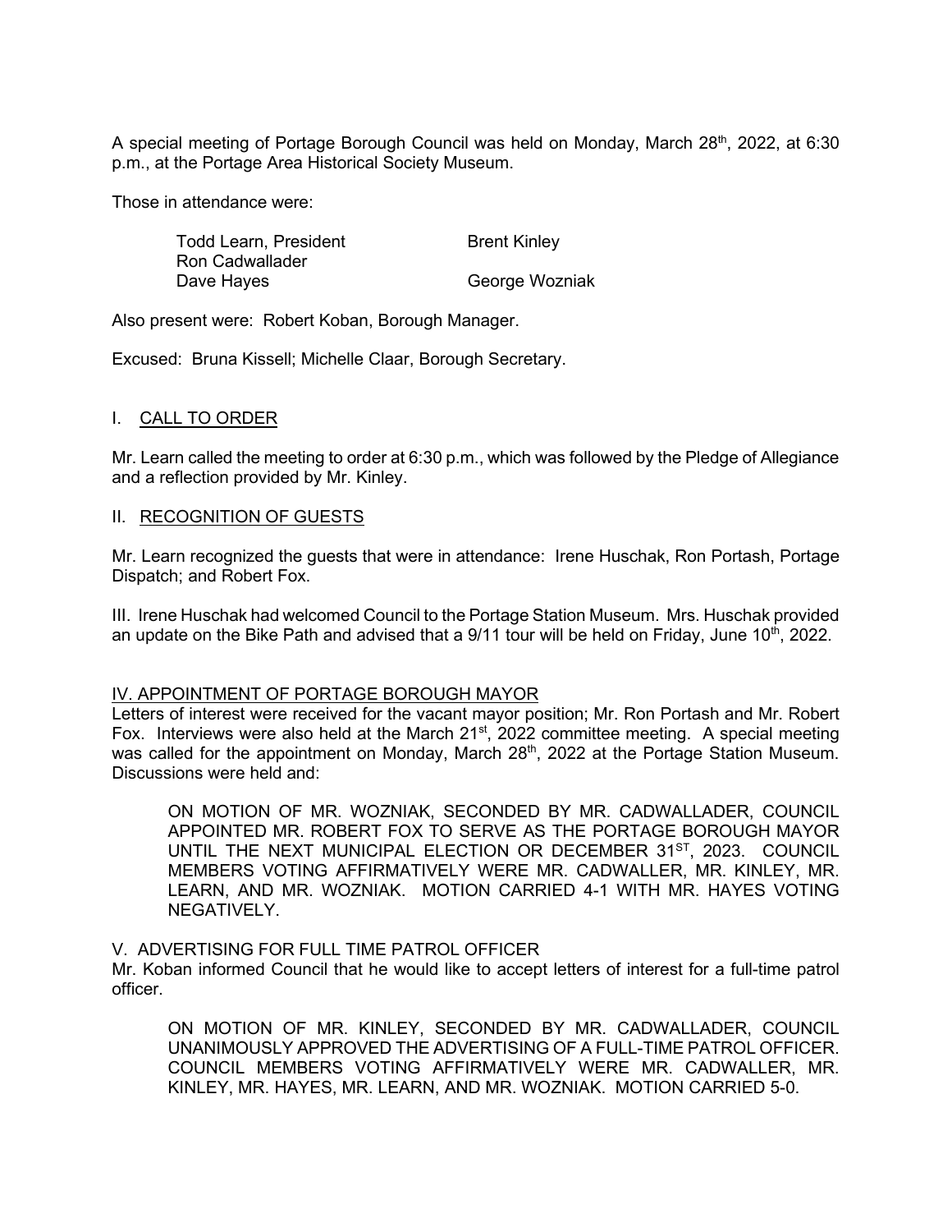A special meeting of Portage Borough Council was held on Monday, March 28th, 2022, at 6:30 p.m., at the Portage Area Historical Society Museum.

Those in attendance were:

| | |
|---|---|
| Todd Learn, President | Brent Kinley |
| Ron Cadwallader | |
| Dave Hayes | George Wozniak |

Also present were: Robert Koban, Borough Manager.

Excused: Bruna Kissell; Michelle Claar, Borough Secretary.

## I. CALL TO ORDER

Mr. Learn called the meeting to order at 6:30 p.m., which was followed by the Pledge of Allegiance and a reflection provided by Mr. Kinley.

## II. RECOGNITION OF GUESTS

Mr. Learn recognized the guests that were in attendance: Irene Huschak, Ron Portash, Portage Dispatch; and Robert Fox.

III. Irene Huschak had welcomed Council to the Portage Station Museum. Mrs. Huschak provided an update on the Bike Path and advised that a 9/11 tour will be held on Friday, June 10th, 2022.

## IV. APPOINTMENT OF PORTAGE BOROUGH MAYOR

Letters of interest were received for the vacant mayor position; Mr. Ron Portash and Mr. Robert Fox. Interviews were also held at the March 21st, 2022 committee meeting. A special meeting was called for the appointment on Monday, March 28th, 2022 at the Portage Station Museum. Discussions were held and:

> ON MOTION OF MR. WOZNIAK, SECONDED BY MR. CADWALLADER, COUNCIL APPOINTED MR. ROBERT FOX TO SERVE AS THE PORTAGE BOROUGH MAYOR UNTIL THE NEXT MUNICIPAL ELECTION OR DECEMBER 31ST, 2023. COUNCIL MEMBERS VOTING AFFIRMATIVELY WERE MR. CADWALLER, MR. KINLEY, MR. LEARN, AND MR. WOZNIAK. MOTION CARRIED 4-1 WITH MR. HAYES VOTING NEGATIVELY.

## V. ADVERTISING FOR FULL TIME PATROL OFFICER

Mr. Koban informed Council that he would like to accept letters of interest for a full-time patrol officer.

> ON MOTION OF MR. KINLEY, SECONDED BY MR. CADWALLADER, COUNCIL UNANIMOUSLY APPROVED THE ADVERTISING OF A FULL-TIME PATROL OFFICER. COUNCIL MEMBERS VOTING AFFIRMATIVELY WERE MR. CADWALLER, MR. KINLEY, MR. HAYES, MR. LEARN, AND MR. WOZNIAK. MOTION CARRIED 5-0.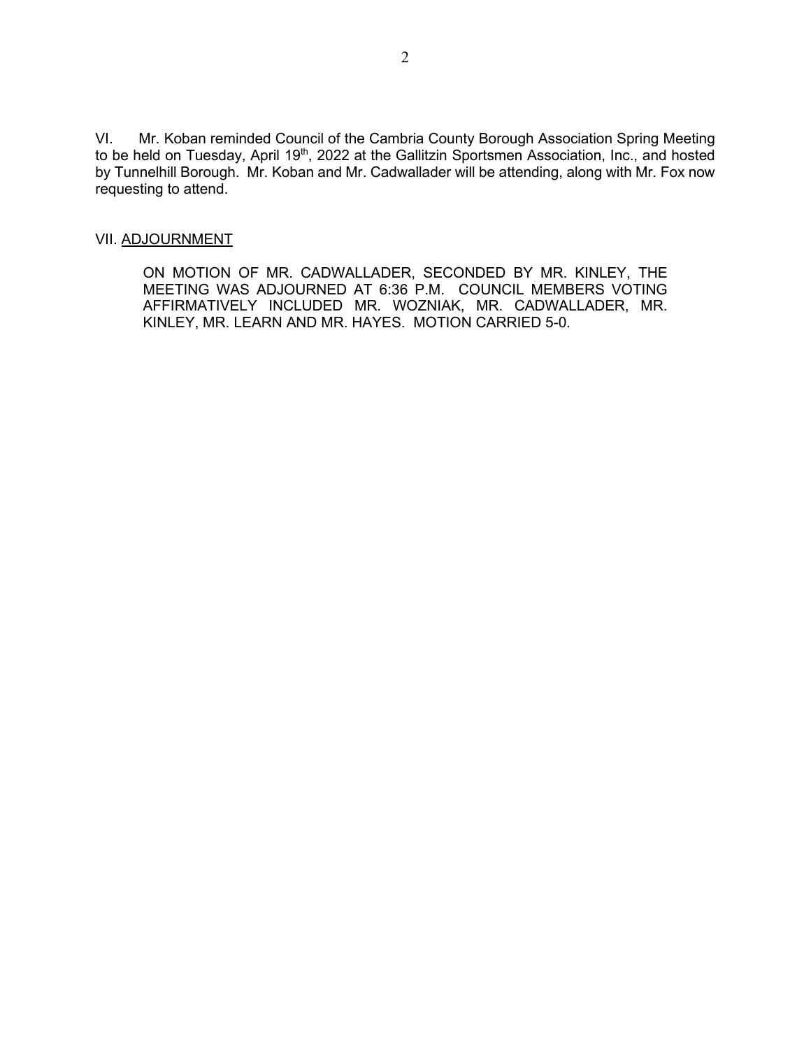VI. Mr. Koban reminded Council of the Cambria County Borough Association Spring Meeting to be held on Tuesday, April 19th, 2022 at the Gallitzin Sportsmen Association, Inc., and hosted by Tunnelhill Borough. Mr. Koban and Mr. Cadwallader will be attending, along with Mr. Fox now requesting to attend.

VII. ADJOURNMENT

ON MOTION OF MR. CADWALLADER, SECONDED BY MR. KINLEY, THE MEETING WAS ADJOURNED AT 6:36 P.M. COUNCIL MEMBERS VOTING AFFIRMATIVELY INCLUDED MR. WOZNIAK, MR. CADWALLADER, MR. KINLEY, MR. LEARN AND MR. HAYES. MOTION CARRIED 5-0.